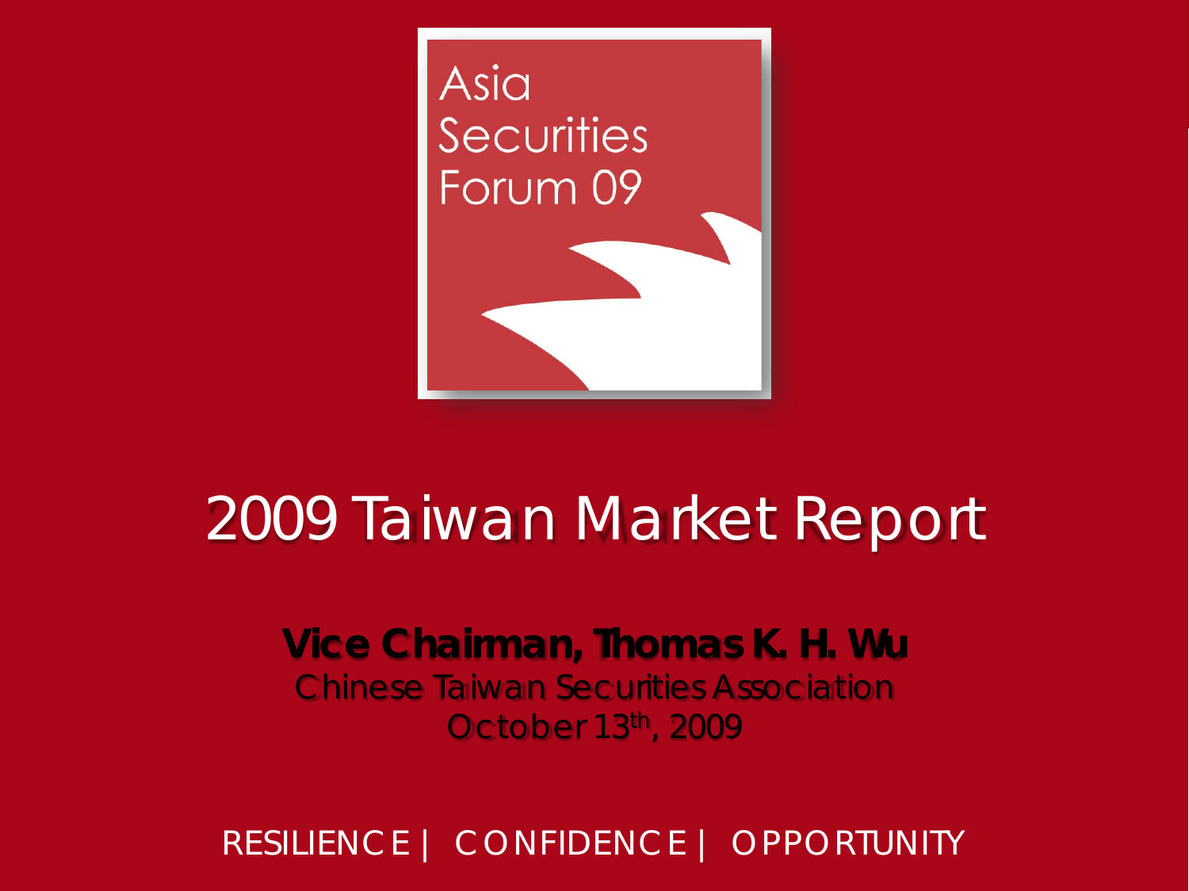Asia Securities Forum 09

# 2009 Taiwan Market Report

**Vice Chairman, Thomas K. H. Wu**

Chinese Taiwan Securities Association

October 13th, 2009

RESILIENCE | CONFIDENCE | OPPORTUNITY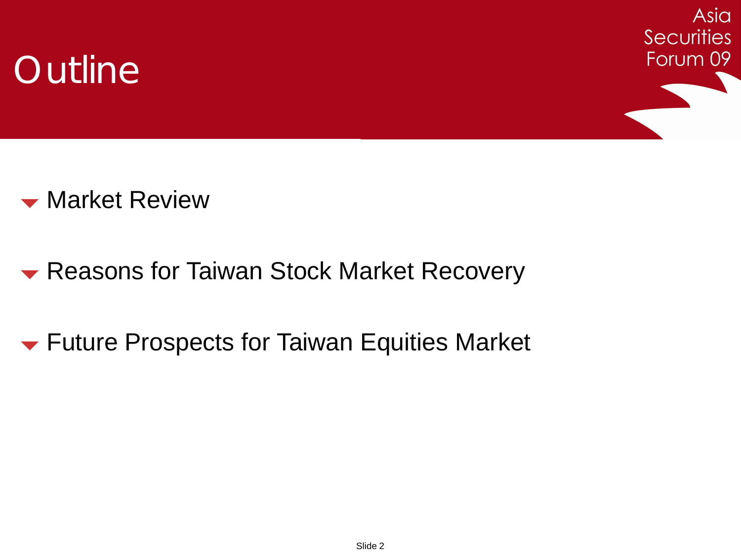# Outline

- Market Review
- Reasons for Taiwan Stock Market Recovery
- Future Prospects for Taiwan Equities Market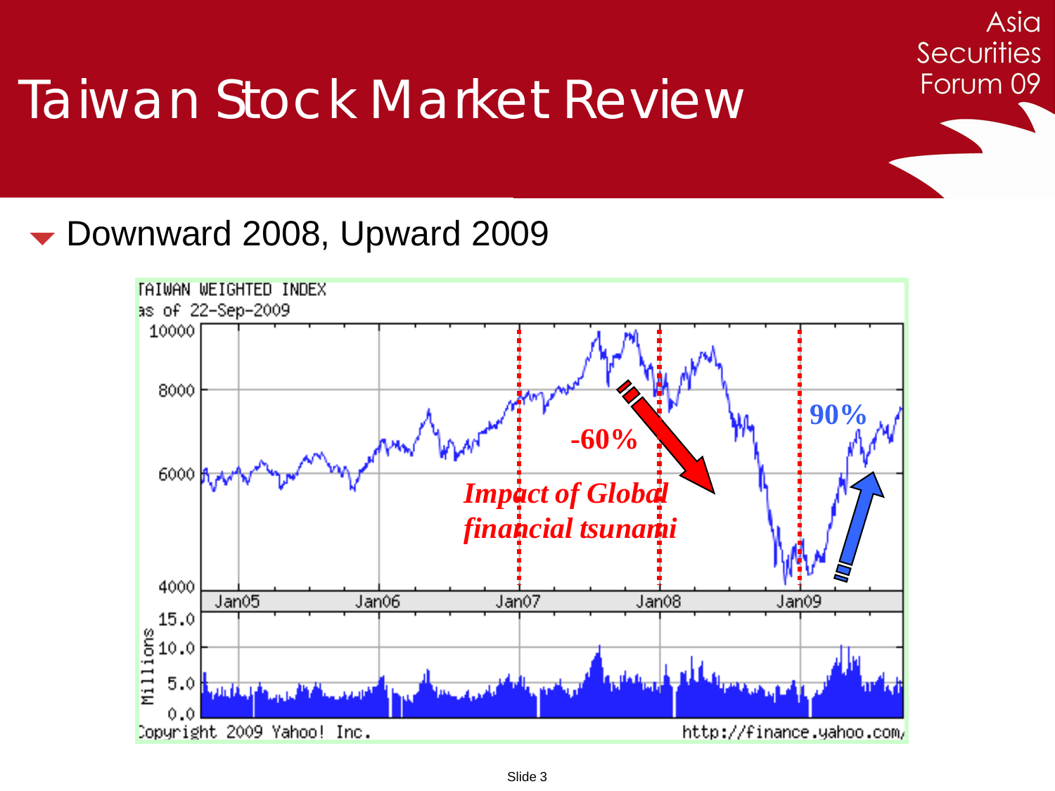# Taiwan Stock Market Review

- Downward 2008, Upward 2009

TAIWAN WEIGHTED INDEX
as of 22-Sep-2009

-60%

90%

*Impact of Global financial tsunami*

Copyright 2009 Yahoo! Inc.

http://finance.yahoo.com/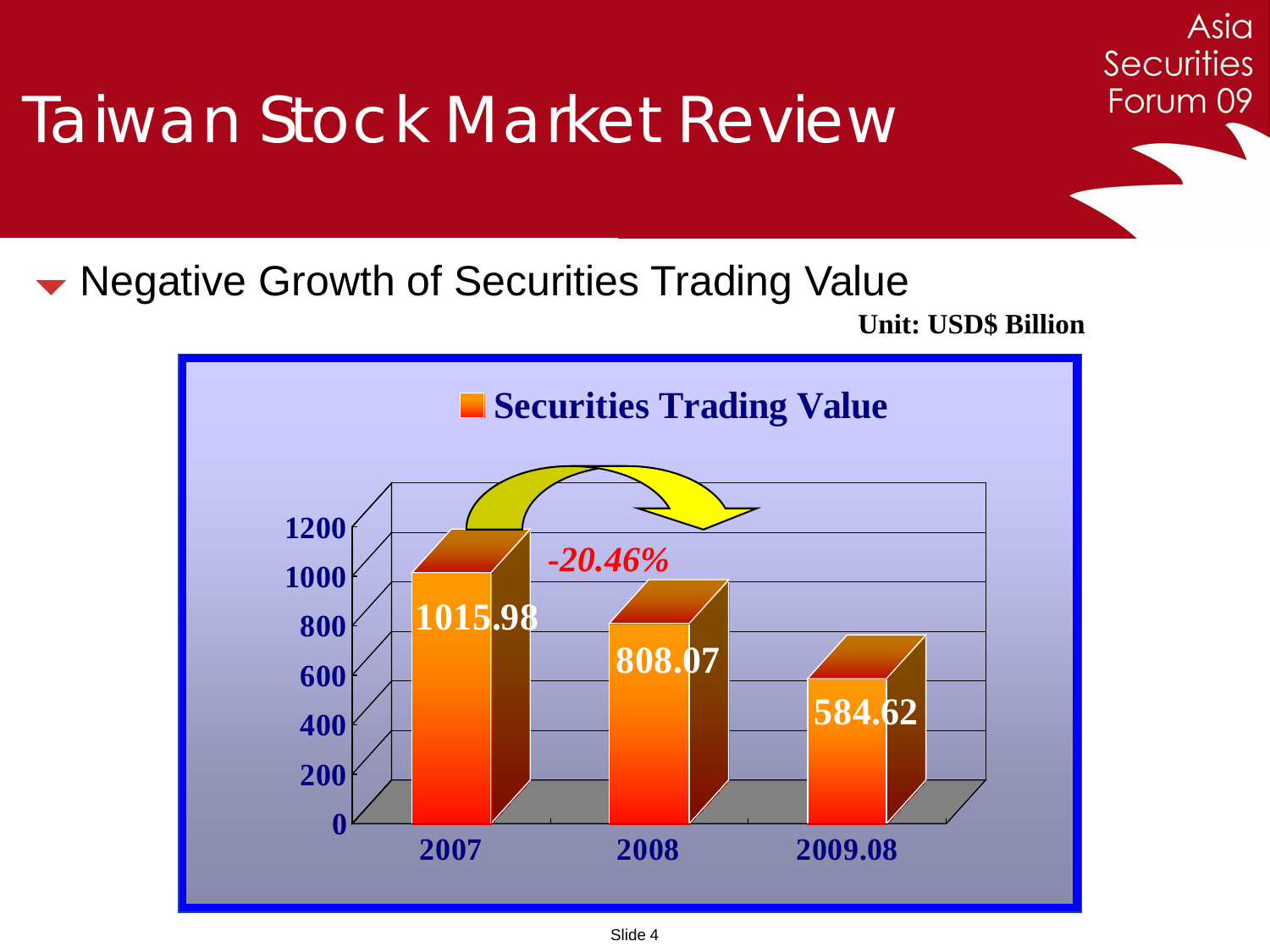# Taiwan Stock Market Review

- Negative Growth of Securities Trading Value

**Unit: USD$ Billion**

**Securities Trading Value**

| Year | Securities Trading Value |
| --- | --- |
| 2007 | 1015.98 |
| 2008 | 808.07 |
| 2009.08 | 584.62 |

*-20.46%*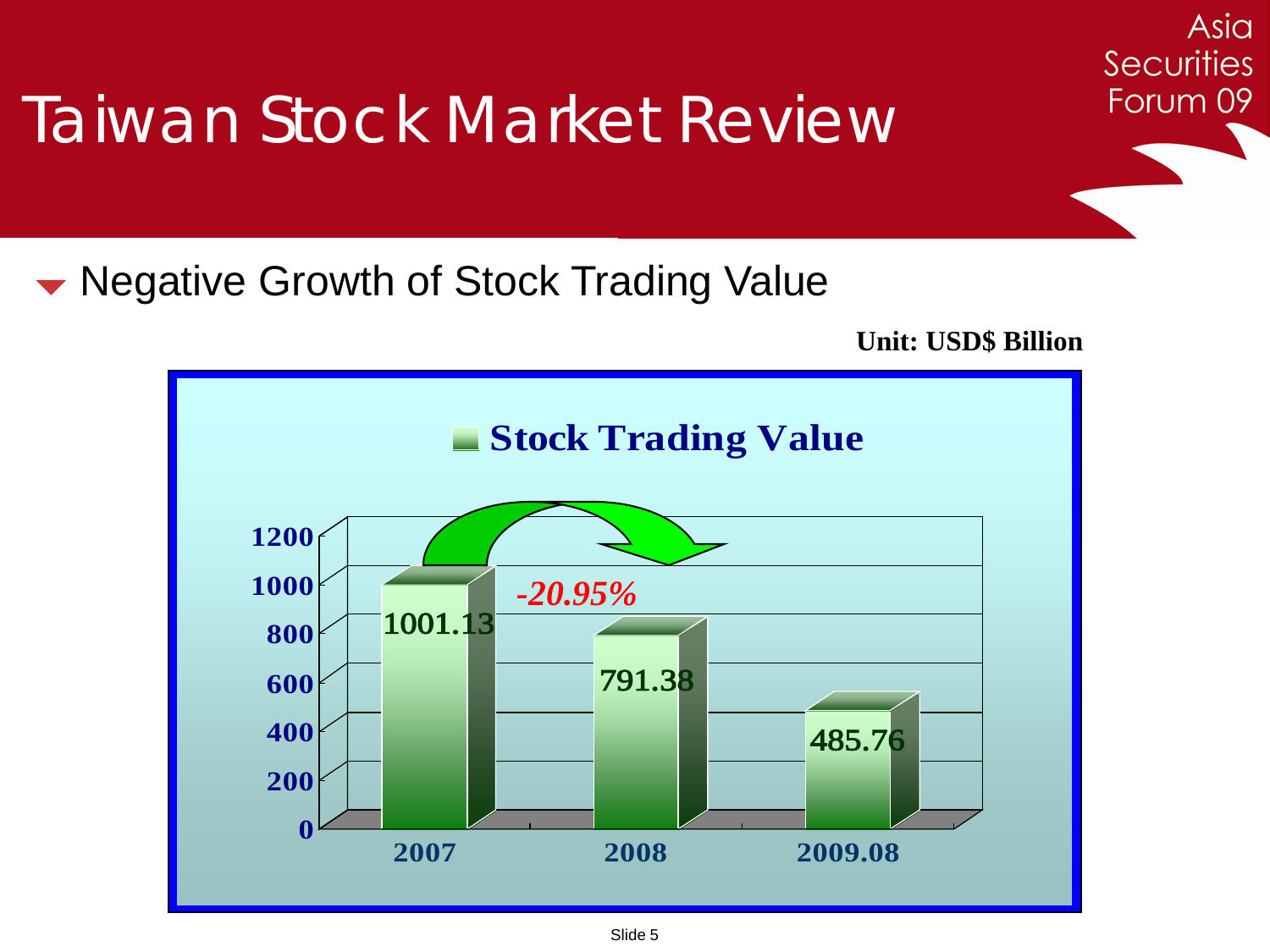# Taiwan Stock Market Review

- Negative Growth of Stock Trading Value

**Unit: USD$ Billion**

**Stock Trading Value**

| Year | Stock Trading Value |
|---|---|
| 2007 | 1001.13 |
| 2008 | 791.38 |
| 2009.08 | 485.76 |

*-20.95%*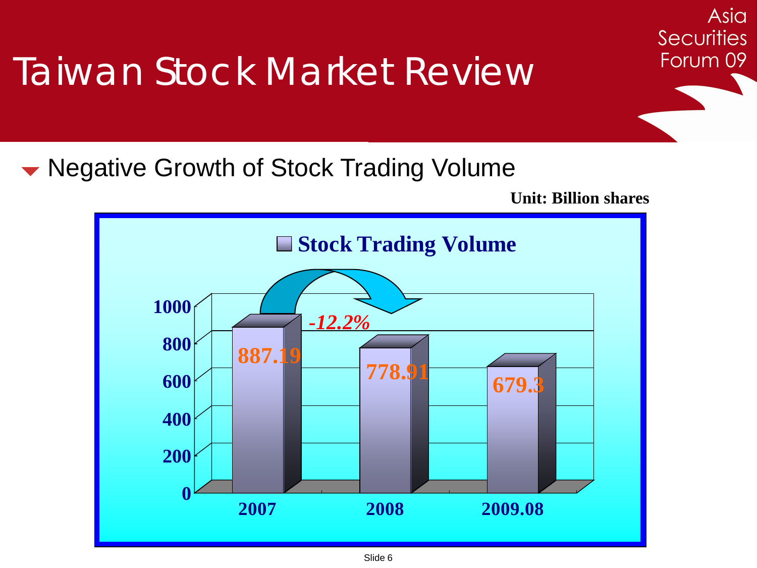# Taiwan Stock Market Review

- Negative Growth of Stock Trading Volume

**Unit: Billion shares**

**Stock Trading Volume**

| Year | Stock Trading Volume |
| --- | --- |
| 2007 | 887.19 |
| 2008 | 778.91 |
| 2009.08 | 679.3 |

*-12.2%*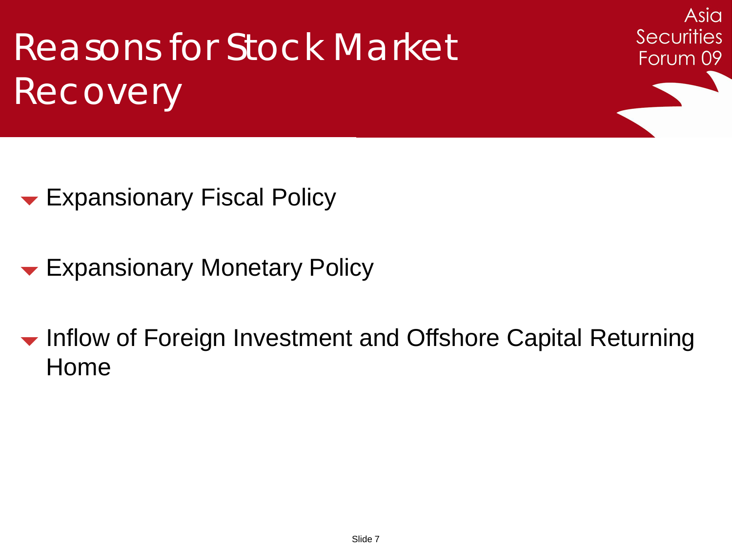# Reasons for Stock Market Recovery

- Expansionary Fiscal Policy
- Expansionary Monetary Policy
- Inflow of Foreign Investment and Offshore Capital Returning Home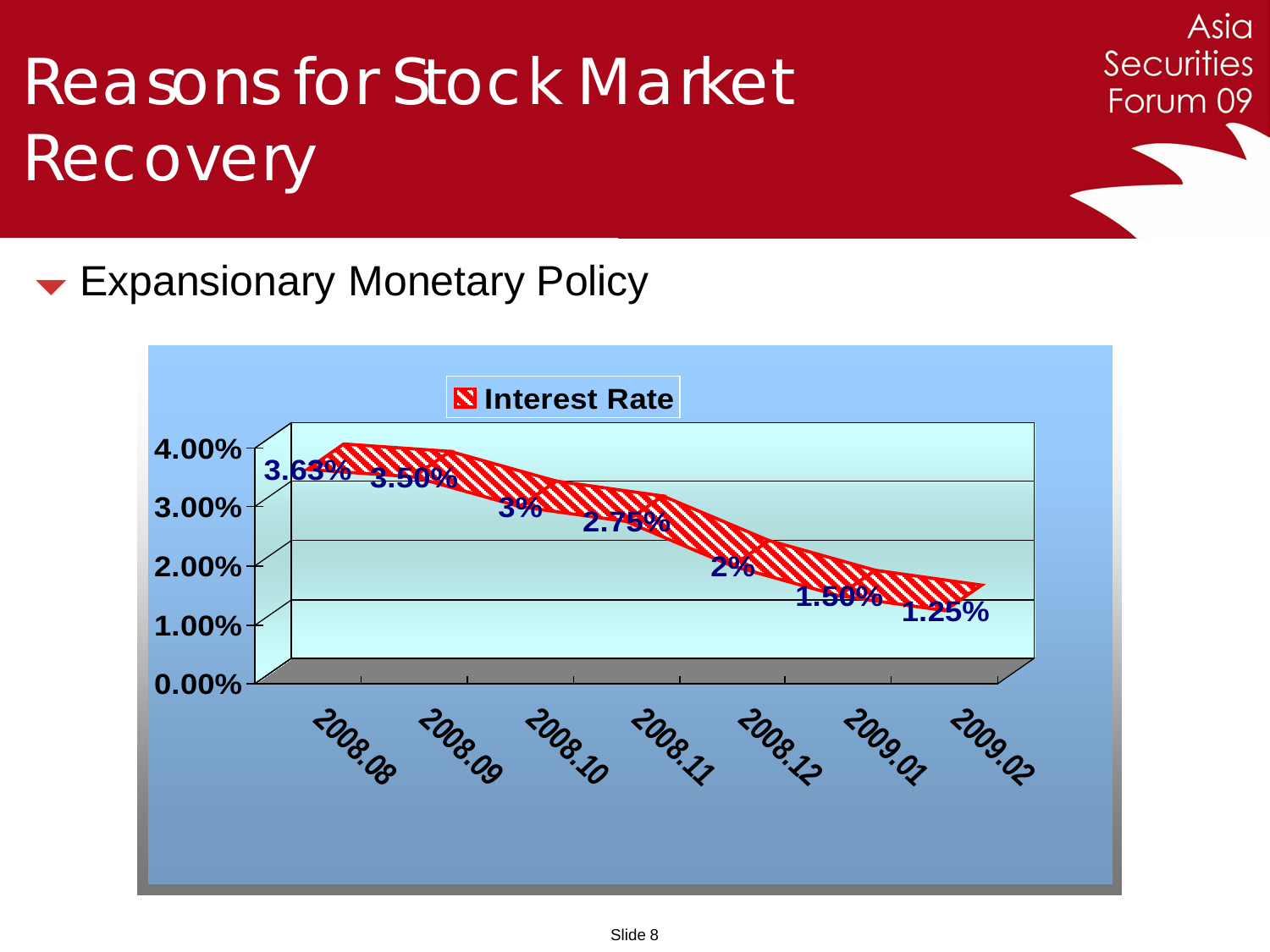# Reasons for Stock Market Recovery

- Expansionary Monetary Policy

**Interest Rate**

| Month | Interest Rate |
| --- | --- |
| 2008.08 | 3.63% |
| 2008.09 | 3.50% |
| 2008.10 | 3% |
| 2008.11 | 2.75% |
| 2008.12 | 2% |
| 2009.01 | 1.50% |
| 2009.02 | 1.25% |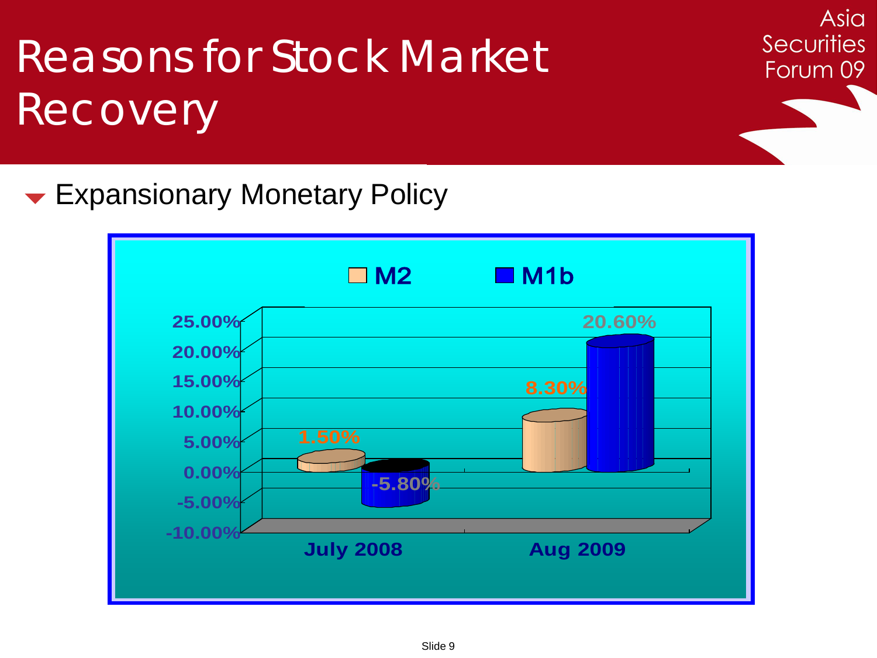# Reasons for Stock Market Recovery

- Expansionary Monetary Policy

| | M2 | M1b |
|---|---|---|
| July 2008 | 1.50% | -5.80% |
| Aug 2009 | 8.30% | 20.60% |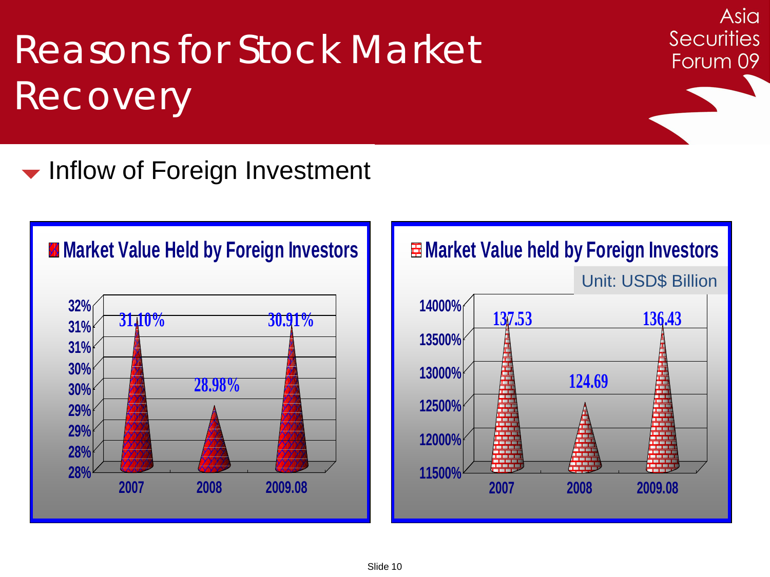# Reasons for Stock Market Recovery

- Inflow of Foreign Investment

**Market Value Held by Foreign Investors**

| Year | Market Value Held by Foreign Investors |
|---|---|
| 2007 | 31.10% |
| 2008 | 28.98% |
| 2009.08 | 30.91% |

**Market Value held by Foreign Investors**

Unit: USD$ Billion

| Year | Market Value held by Foreign Investors |
|---|---|
| 2007 | 137.53 |
| 2008 | 124.69 |
| 2009.08 | 136.43 |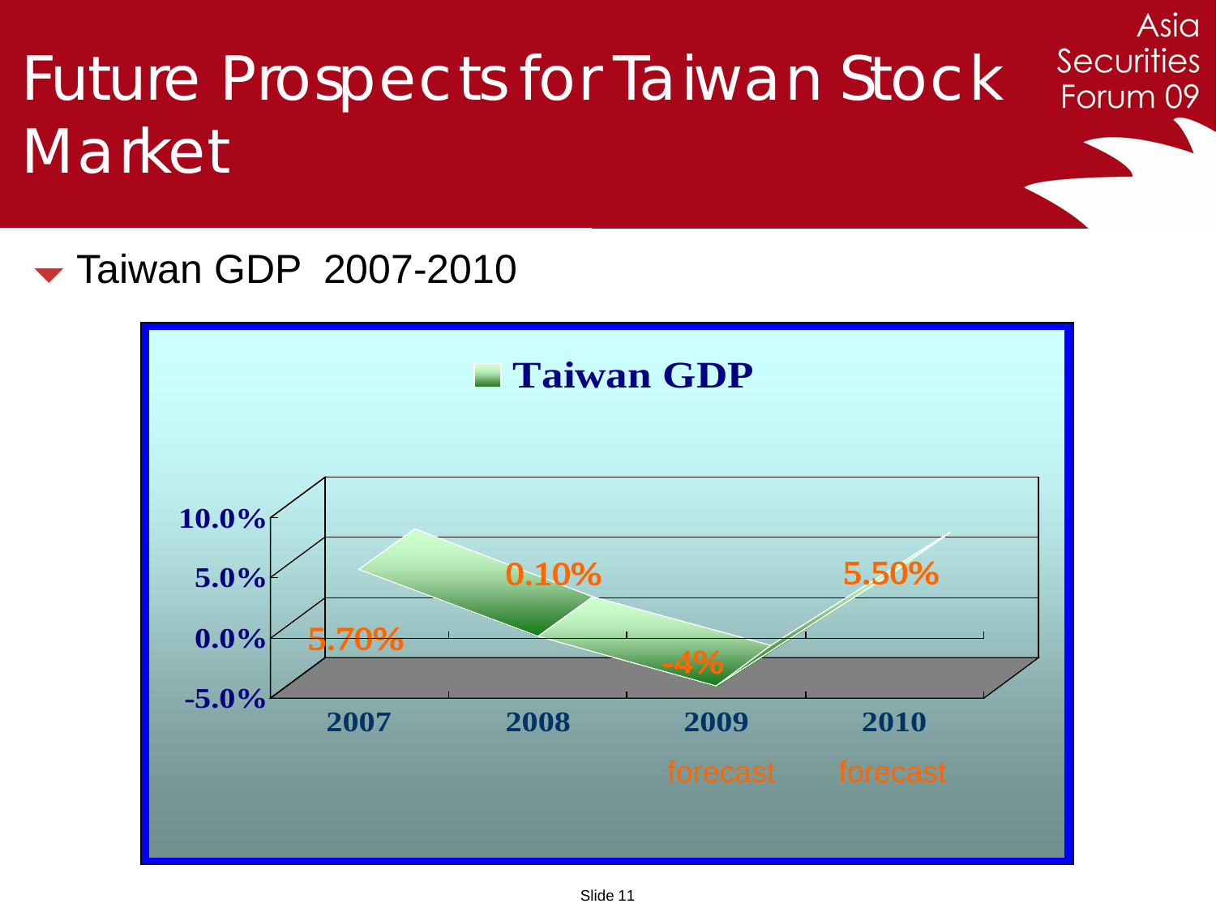# Future Prospects for Taiwan Stock Market

Asia Securities Forum 09

- Taiwan GDP 2007-2010

**Taiwan GDP**

| Year | GDP |
|---|---|
| 2007 | 5.70% |
| 2008 | 0.10% |
| 2009 forecast | -4% |
| 2010 forecast | 5.50% |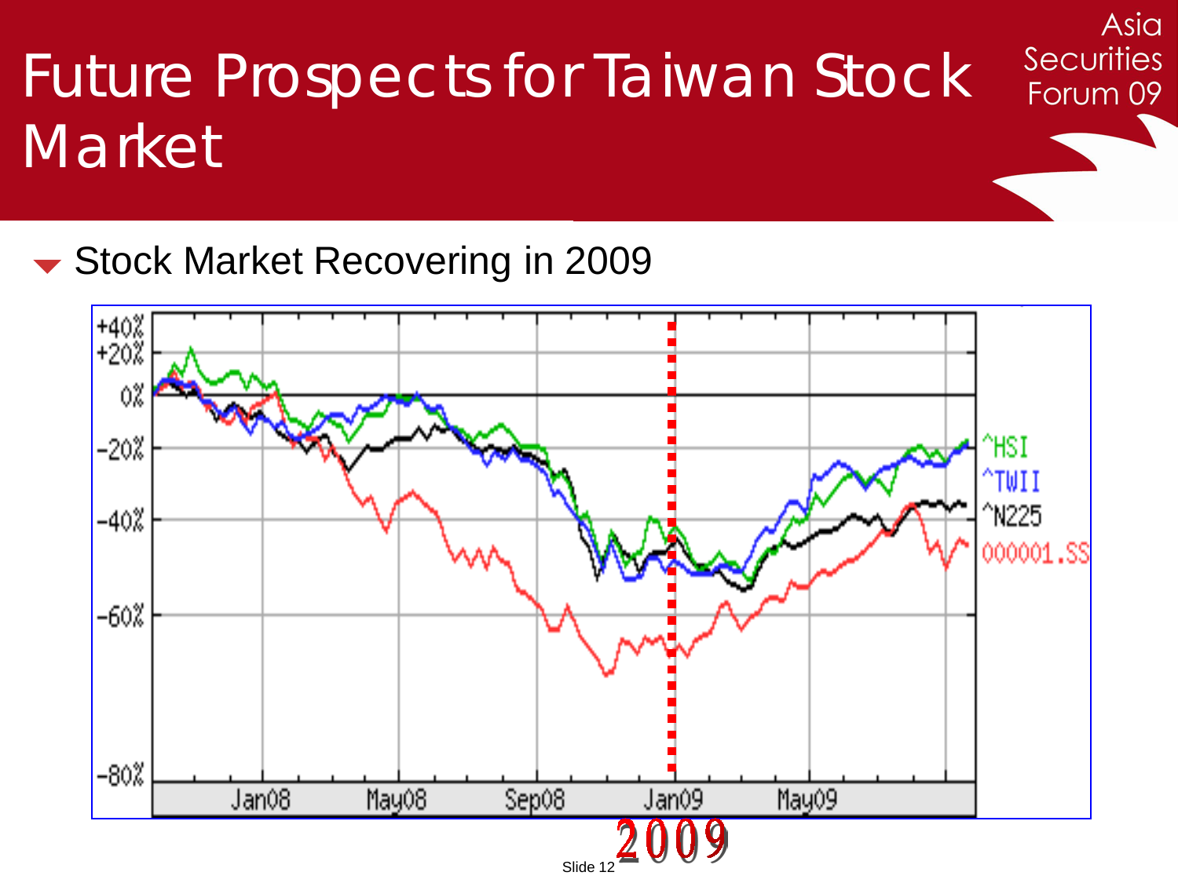# Future Prospects for Taiwan Stock Market

- Stock Market Recovering in 2009

2009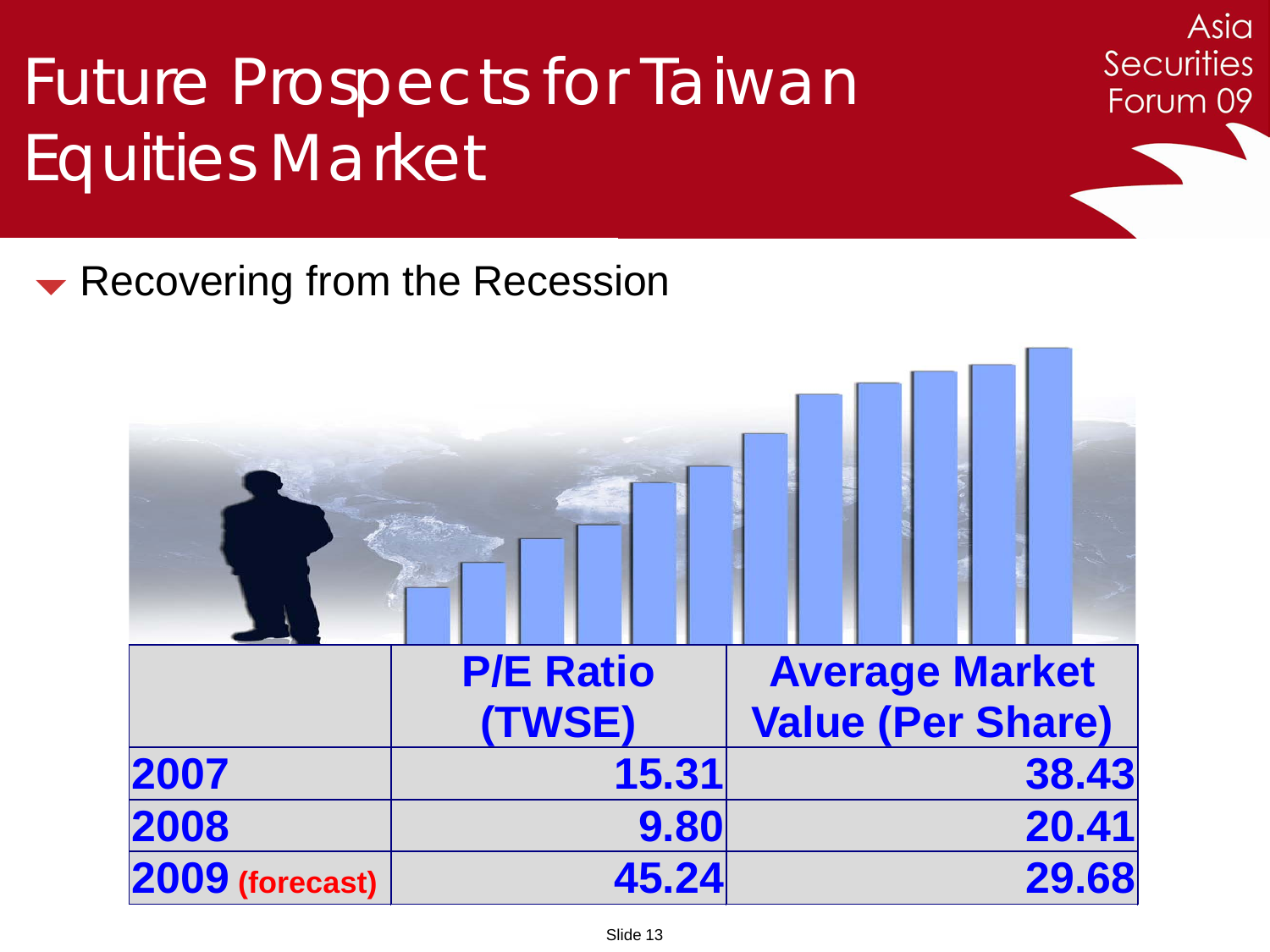# Future Prospects for Taiwan Equities Market

- Recovering from the Recession

| | P/E Ratio (TWSE) | Average Market Value (Per Share) |
|---|---|---|
| **2007** | 15.31 | 38.43 |
| **2008** | 9.80 | 20.41 |
| **2009** (forecast) | 45.24 | 29.68 |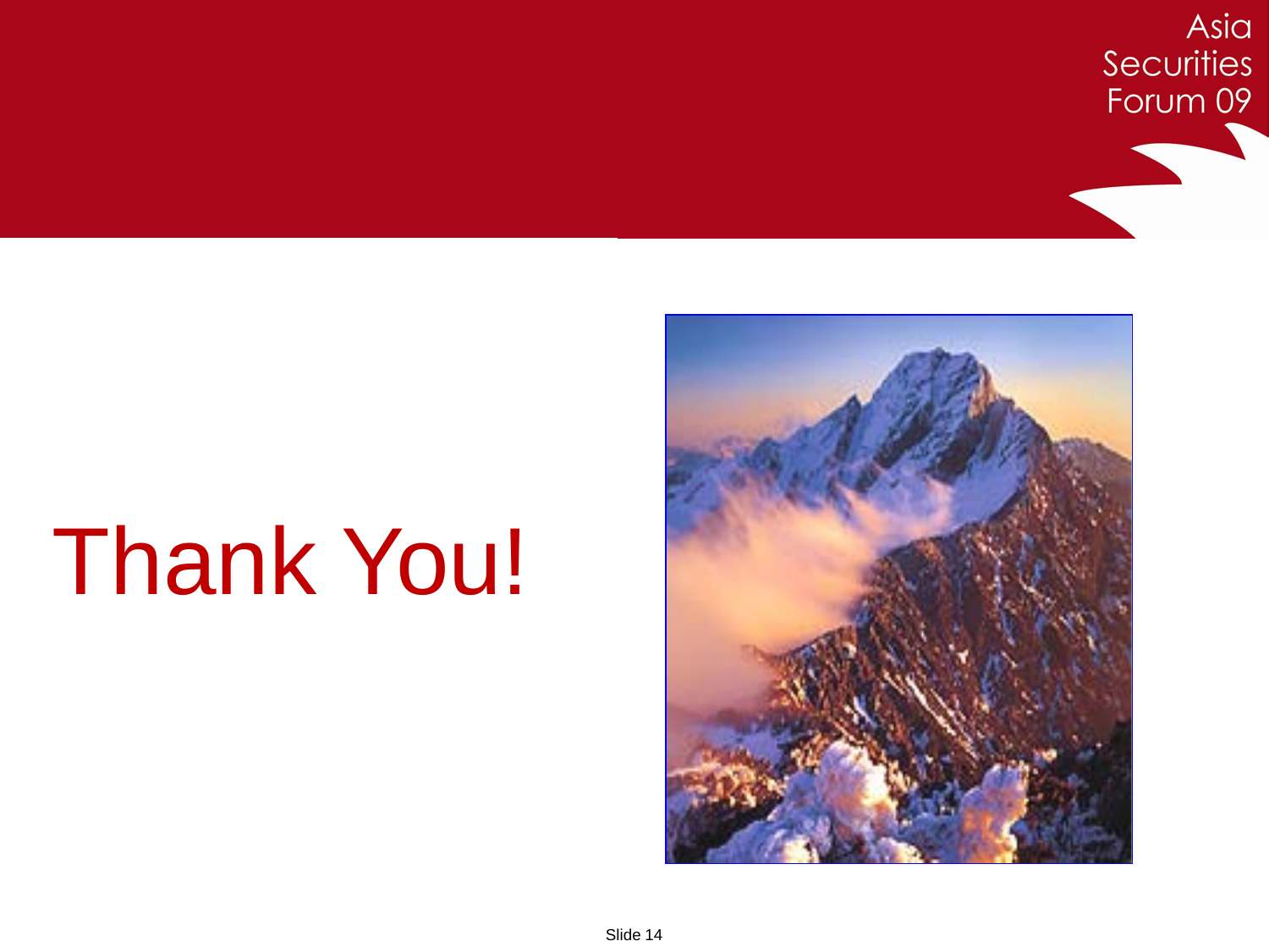# Thank You!